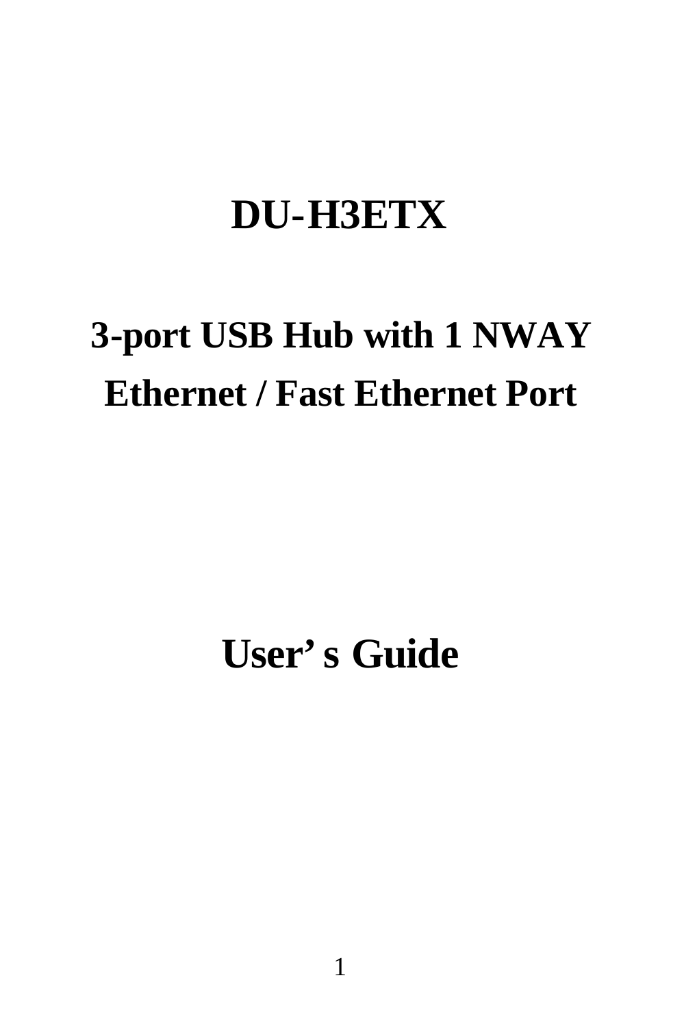# DU-H3ETX

## 3-port USB Hub with 1 NWAY Ethernet / Fast Ethernet Port

## User' s Guide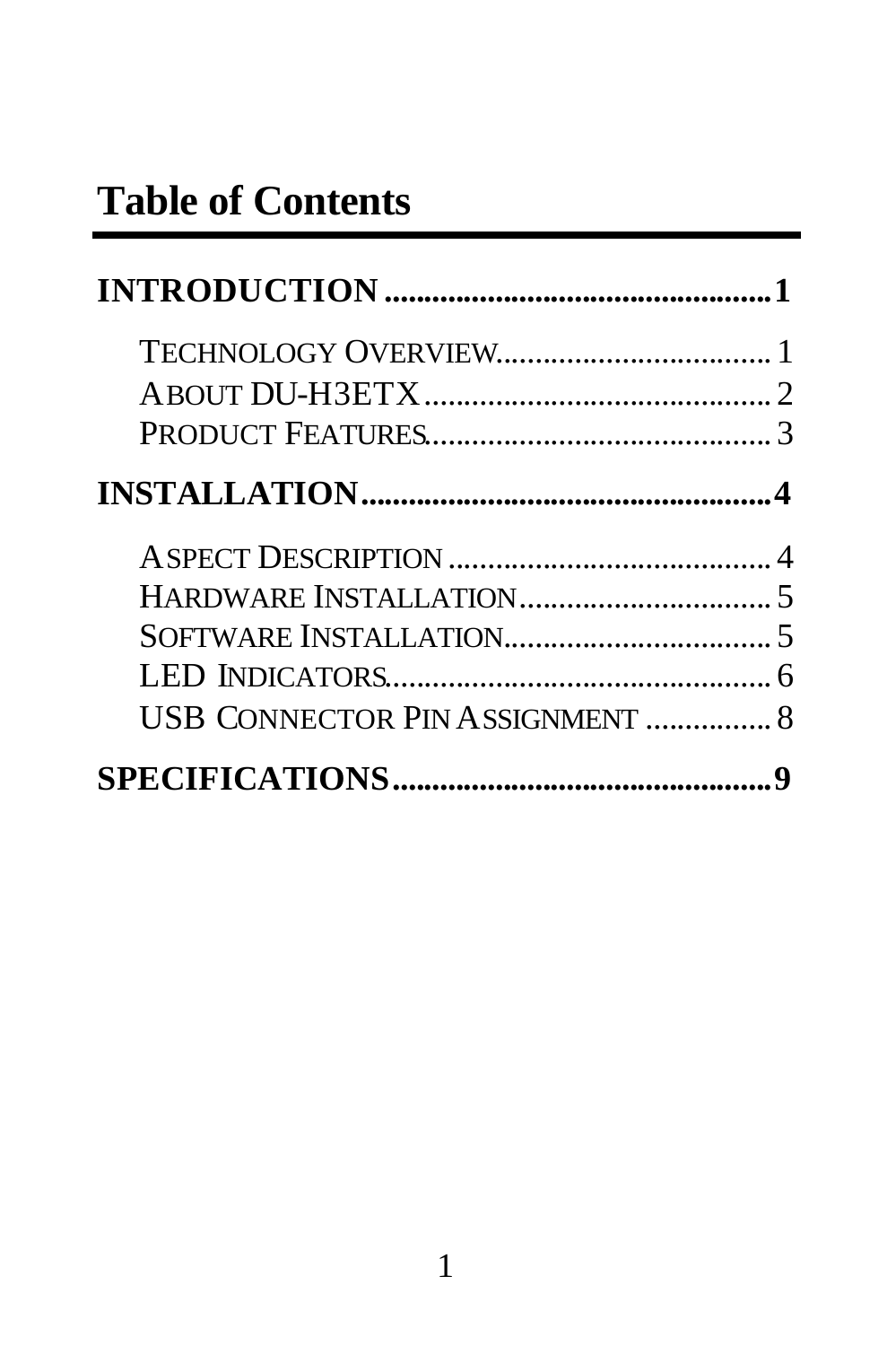# Table of Contents

**INTRODUCTION .................................................1**

- TECHNOLOGY OVERVIEW.................................... 1
- ABOUT DU-H3ETX............................................. 2
- PRODUCT FEATURES............................................ 3

**INSTALLATION....................................................4**

- ASPECT DESCRIPTION .......................................... 4
- HARDWARE INSTALLATION................................. 5
- SOFTWARE INSTALLATION.................................. 5
- LED INDICATORS................................................. 6
- USB CONNECTOR PIN ASSIGNMENT ................ 8

**SPECIFICATIONS................................................9**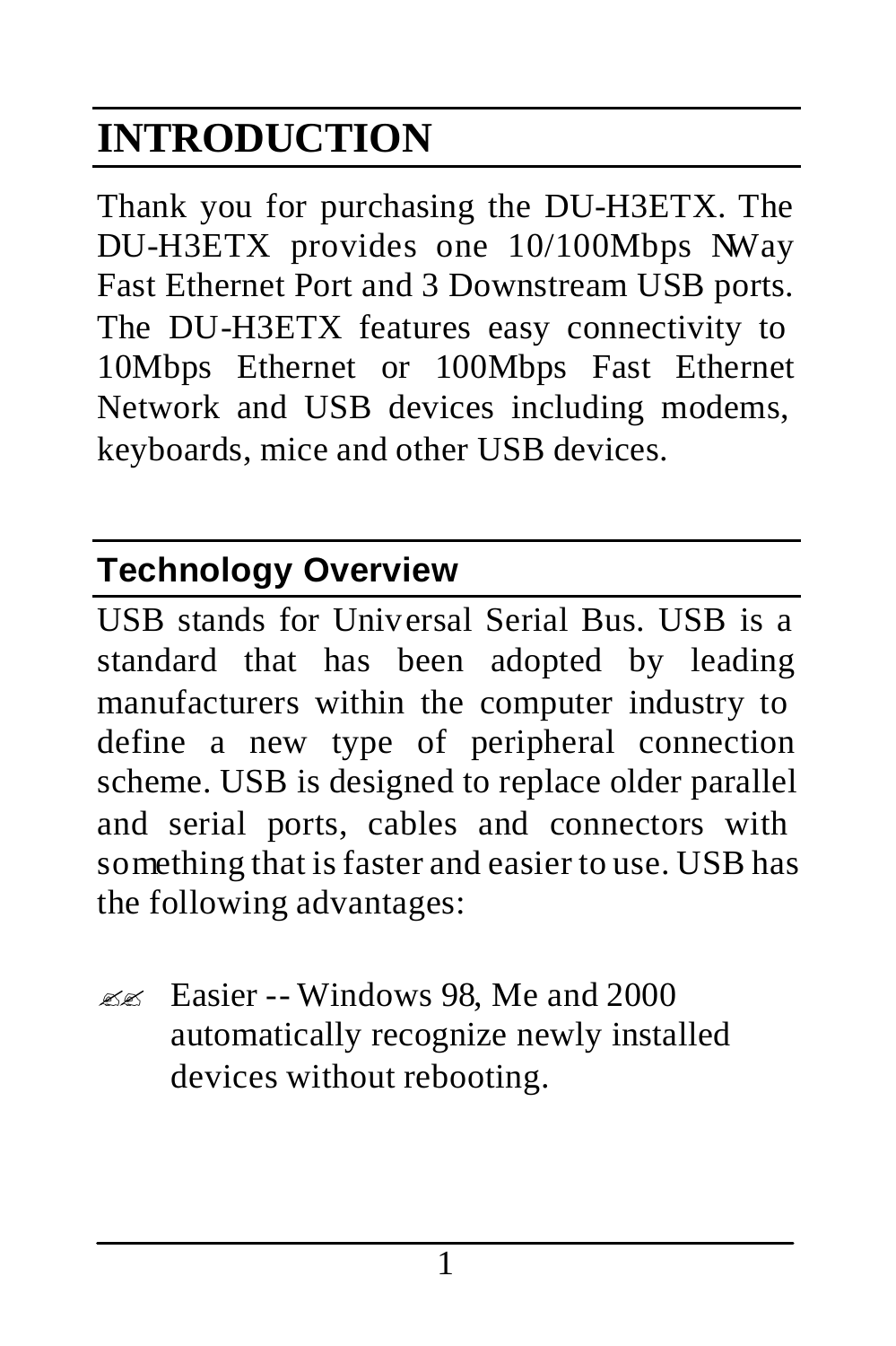# INTRODUCTION

Thank you for purchasing the DU-H3ETX. The DU-H3ETX provides one 10/100Mbps NWay Fast Ethernet Port and 3 Downstream USB ports. The DU-H3ETX features easy connectivity to 10Mbps Ethernet or 100Mbps Fast Ethernet Network and USB devices including modems, keyboards, mice and other USB devices.

## Technology Overview

USB stands for Universal Serial Bus. USB is a standard that has been adopted by leading manufacturers within the computer industry to define a new type of peripheral connection scheme. USB is designed to replace older parallel and serial ports, cables and connectors with something that is faster and easier to use. USB has the following advantages:

- Easier -- Windows 98, Me and 2000 automatically recognize newly installed devices without rebooting.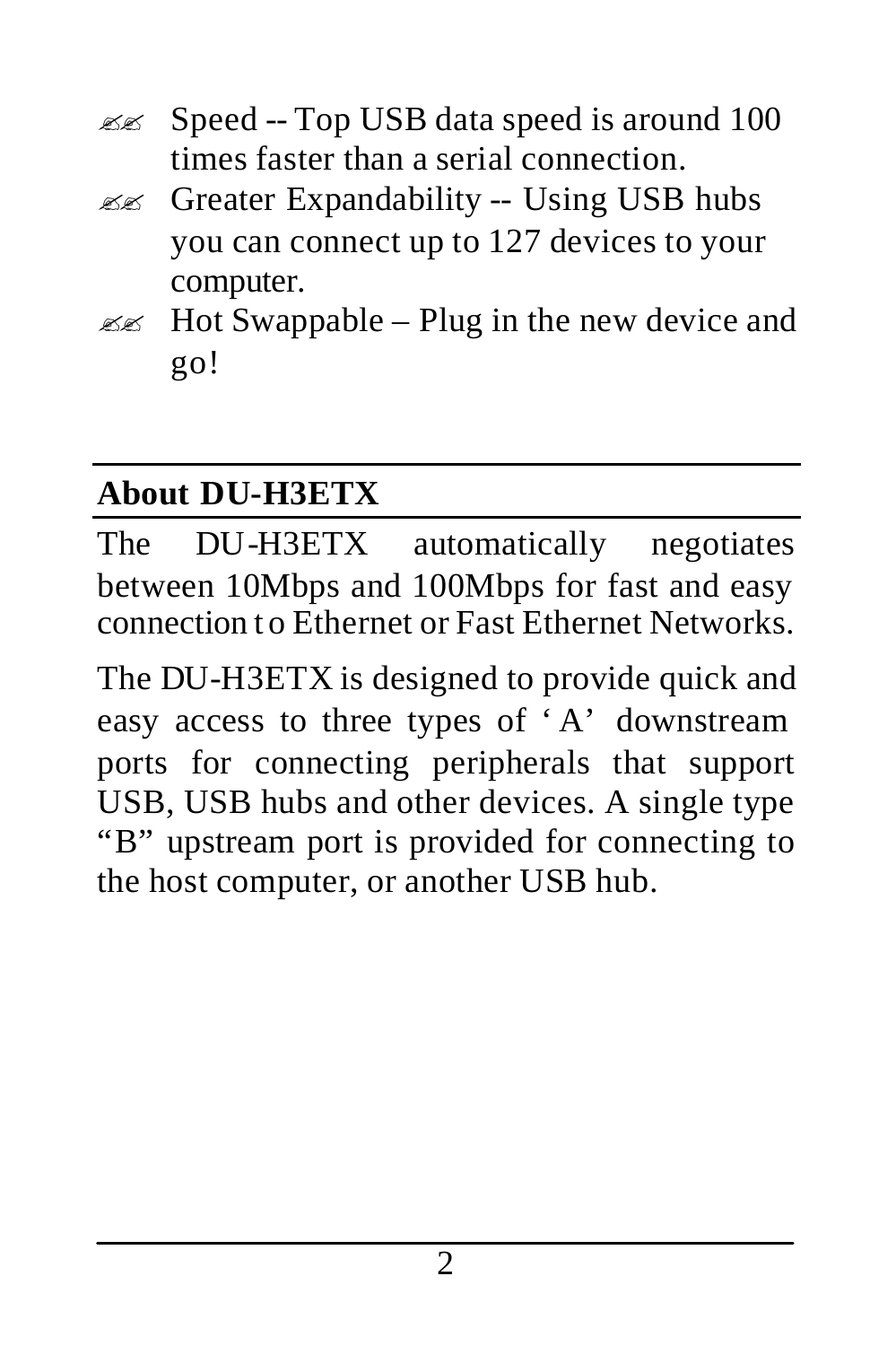- Speed -- Top USB data speed is around 100 times faster than a serial connection.
- Greater Expandability -- Using USB hubs you can connect up to 127 devices to your computer.
- Hot Swappable – Plug in the new device and go!

## About DU-H3ETX

The DU-H3ETX automatically negotiates between 10Mbps and 100Mbps for fast and easy connection to Ethernet or Fast Ethernet Networks.

The DU-H3ETX is designed to provide quick and easy access to three types of 'A' downstream ports for connecting peripherals that support USB, USB hubs and other devices. A single type "B" upstream port is provided for connecting to the host computer, or another USB hub.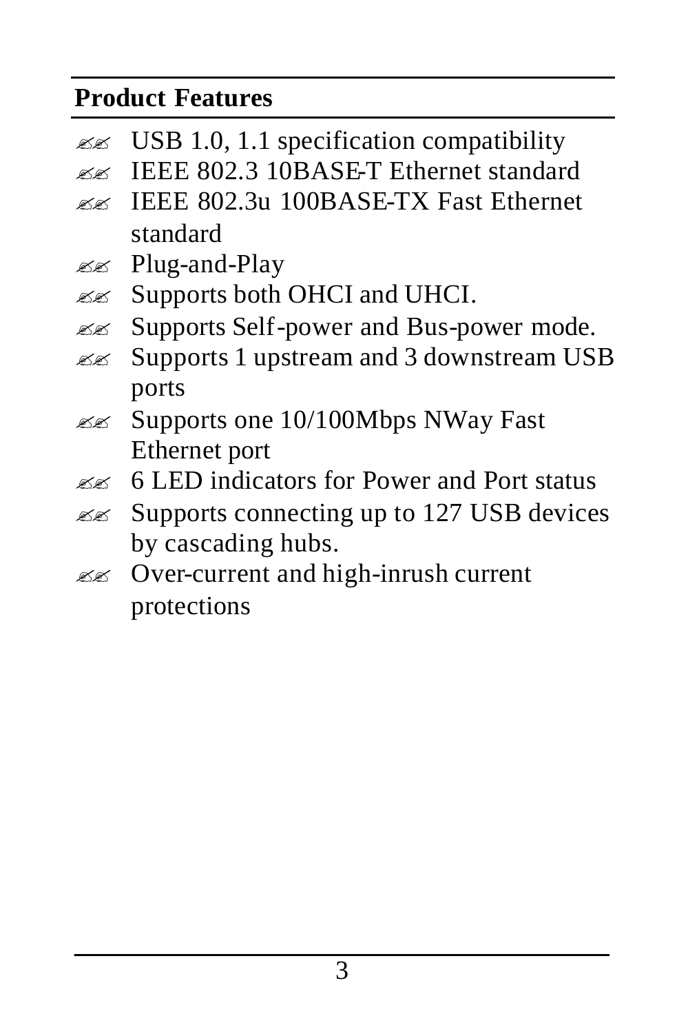## Product Features

- USB 1.0, 1.1 specification compatibility
- IEEE 802.3 10BASE-T Ethernet standard
- IEEE 802.3u 100BASE-TX Fast Ethernet standard
- Plug-and-Play
- Supports both OHCI and UHCI.
- Supports Self-power and Bus-power mode.
- Supports 1 upstream and 3 downstream USB ports
- Supports one 10/100Mbps NWay Fast Ethernet port
- 6 LED indicators for Power and Port status
- Supports connecting up to 127 USB devices by cascading hubs.
- Over-current and high-inrush current protections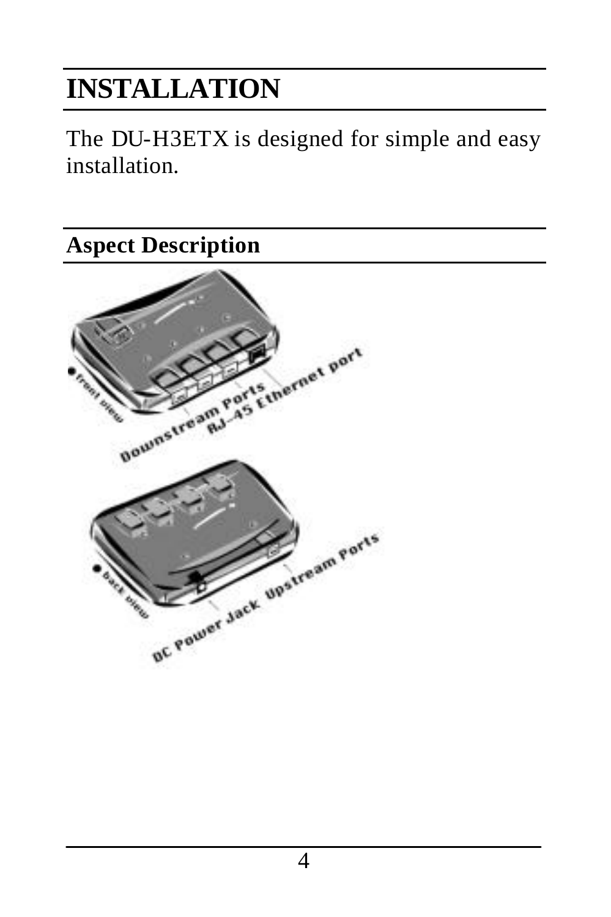# INSTALLATION

The DU-H3ETX is designed for simple and easy installation.

## Aspect Description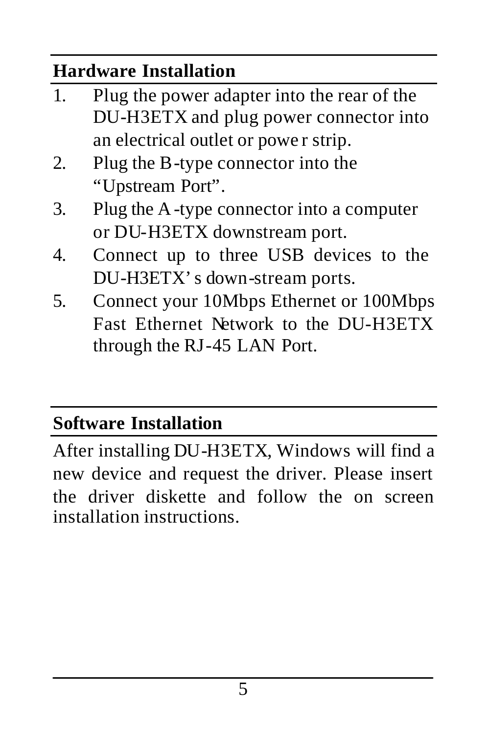## Hardware Installation

1. Plug the power adapter into the rear of the DU-H3ETX and plug power connector into an electrical outlet or power strip.
2. Plug the B-type connector into the "Upstream Port".
3. Plug the A-type connector into a computer or DU-H3ETX downstream port.
4. Connect up to three USB devices to the DU-H3ETX's down-stream ports.
5. Connect your 10Mbps Ethernet or 100Mbps Fast Ethernet Network to the DU-H3ETX through the RJ-45 LAN Port.

## Software Installation

After installing DU-H3ETX, Windows will find a new device and request the driver. Please insert the driver diskette and follow the on screen installation instructions.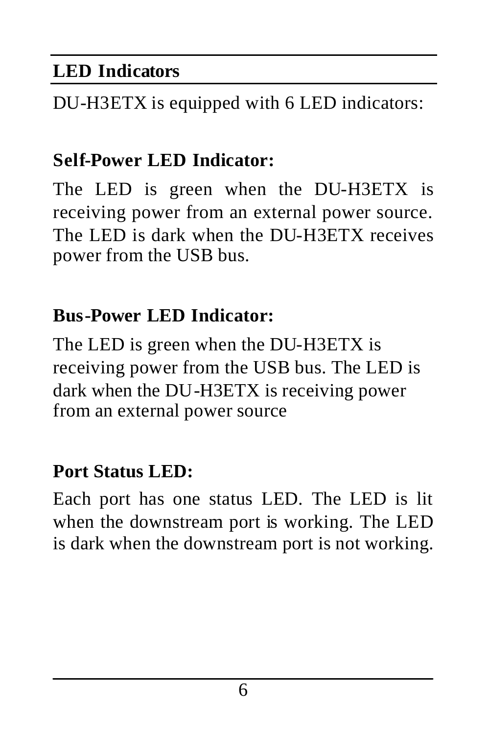## LED Indicators

DU-H3ETX is equipped with 6 LED indicators:

**Self-Power LED Indicator:**

The LED is green when the DU-H3ETX is receiving power from an external power source. The LED is dark when the DU-H3ETX receives power from the USB bus.

**Bus-Power LED Indicator:**

The LED is green when the DU-H3ETX is receiving power from the USB bus. The LED is dark when the DU-H3ETX is receiving power from an external power source

**Port Status LED:**

Each port has one status LED. The LED is lit when the downstream port is working. The LED is dark when the downstream port is not working.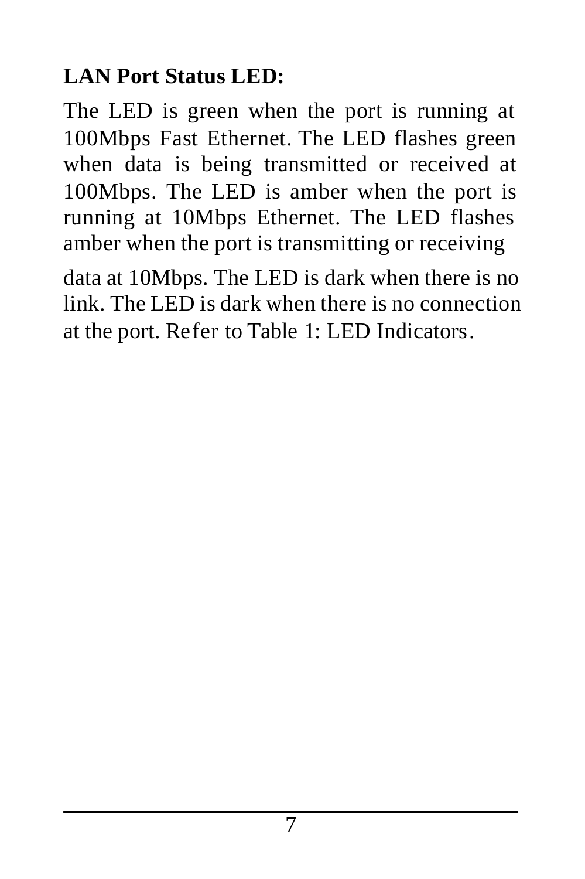**LAN Port Status LED:**

The LED is green when the port is running at 100Mbps Fast Ethernet. The LED flashes green when data is being transmitted or received at 100Mbps. The LED is amber when the port is running at 10Mbps Ethernet. The LED flashes amber when the port is transmitting or receiving data at 10Mbps. The LED is dark when there is no link. The LED is dark when there is no connection at the port. Refer to Table 1: LED Indicators.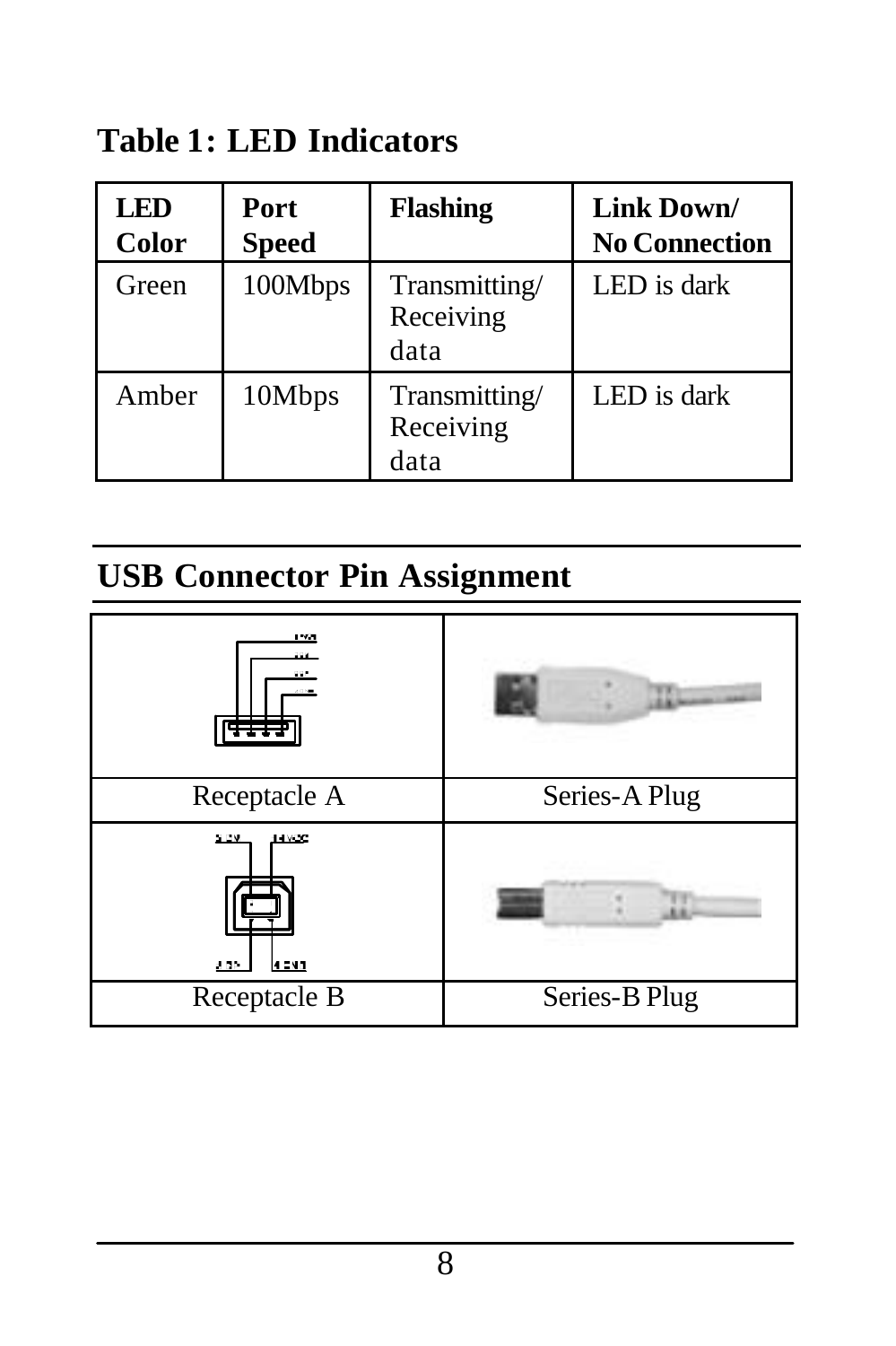## Table 1: LED Indicators

| LED Color | Port Speed | Flashing | Link Down/ No Connection |
|---|---|---|---|
| Green | 100Mbps | Transmitting/ Receiving data | LED is dark |
| Amber | 10Mbps | Transmitting/ Receiving data | LED is dark |

## USB Connector Pin Assignment

| | |
|---|---|
| Receptacle A | Series-A Plug |
| Receptacle B | Series-B Plug |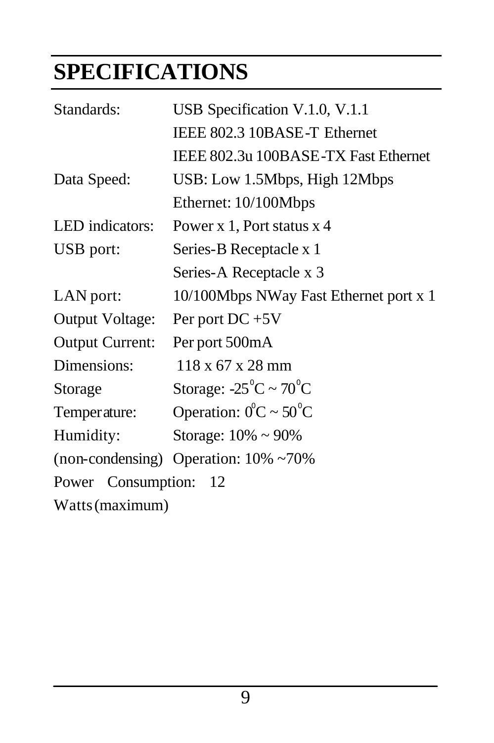# SPECIFICATIONS

| | |
|---|---|
| Standards: | USB Specification V.1.0, V.1.1<br>IEEE 802.3 10BASE-T Ethernet<br>IEEE 802.3u 100BASE-TX Fast Ethernet |
| Data Speed: | USB: Low 1.5Mbps, High 12Mbps<br>Ethernet: 10/100Mbps |
| LED indicators: | Power x 1, Port status x 4 |
| USB port: | Series-B Receptacle x 1<br>Series-A Receptacle x 3 |
| LAN port: | 10/100Mbps NWay Fast Ethernet port x 1 |
| Output Voltage: | Per port DC +5V |
| Output Current: | Per port 500mA |
| Dimensions: | 118 x 67 x 28 mm |
| Storage Temperature: | Storage: $-25^{\circ}C \sim 70^{\circ}C$<br>Operation: $0^{\circ}C \sim 50^{\circ}C$ |
| Humidity: (non-condensing) | Storage: 10% ~ 90%<br>Operation: 10% ~70% |

Power Consumption: 12 Watts (maximum)